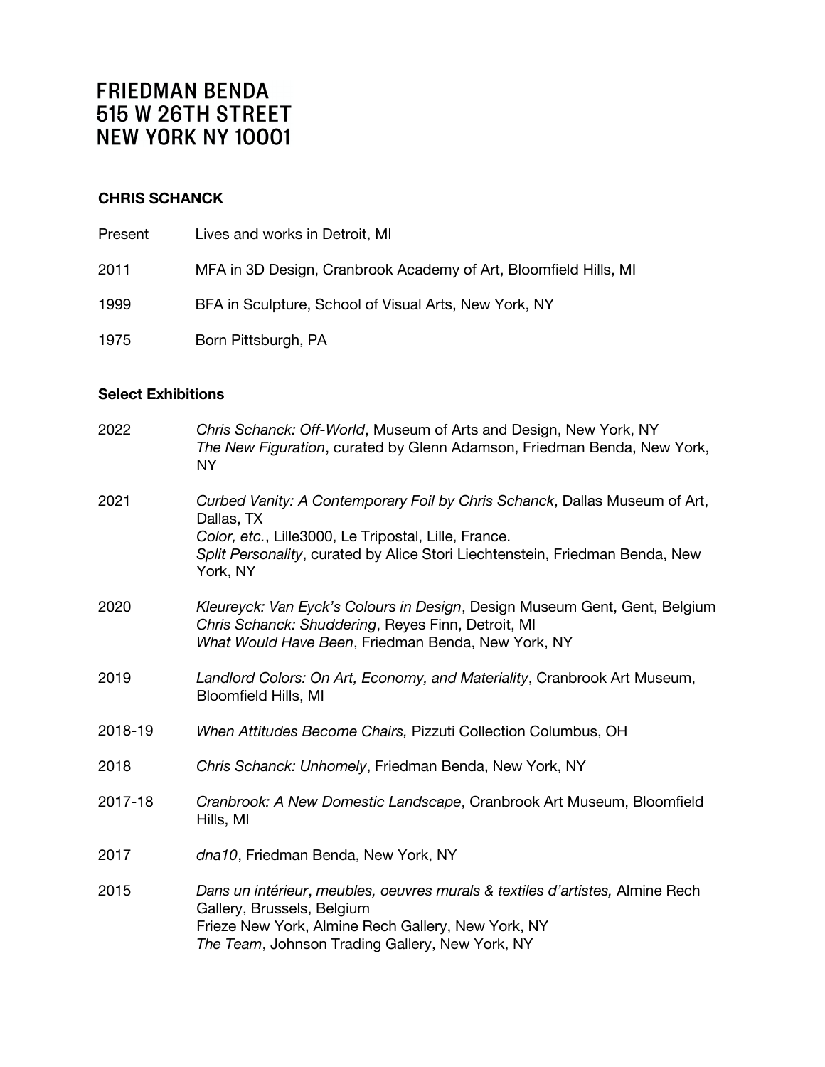# FRIEDMAN BENDA
# 515 W 26TH STREET
# NEW YORK NY 10001

## CHRIS SCHANCK

| | |
|---|---|
| Present | Lives and works in Detroit, MI |
| 2011 | MFA in 3D Design, Cranbrook Academy of Art, Bloomfield Hills, MI |
| 1999 | BFA in Sculpture, School of Visual Arts, New York, NY |
| 1975 | Born Pittsburgh, PA |

### Select Exhibitions

| | |
|---|---|
| 2022 | *Chris Schanck: Off-World*, Museum of Arts and Design, New York, NY<br>*The New Figuration*, curated by Glenn Adamson, Friedman Benda, New York, NY |
| 2021 | *Curbed Vanity: A Contemporary Foil by Chris Schanck*, Dallas Museum of Art, Dallas, TX<br>*Color, etc.*, Lille3000, Le Tripostal, Lille, France.<br>*Split Personality*, curated by Alice Stori Liechtenstein, Friedman Benda, New York, NY |
| 2020 | *Kleureyck: Van Eyck's Colours in Design*, Design Museum Gent, Gent, Belgium<br>*Chris Schanck: Shuddering*, Reyes Finn, Detroit, MI<br>*What Would Have Been*, Friedman Benda, New York, NY |
| 2019 | *Landlord Colors: On Art, Economy, and Materiality*, Cranbrook Art Museum, Bloomfield Hills, MI |
| 2018-19 | *When Attitudes Become Chairs,* Pizzuti Collection Columbus, OH |
| 2018 | *Chris Schanck: Unhomely*, Friedman Benda, New York, NY |
| 2017-18 | *Cranbrook: A New Domestic Landscape*, Cranbrook Art Museum, Bloomfield Hills, MI |
| 2017 | *dna10*, Friedman Benda, New York, NY |
| 2015 | *Dans un intérieur*, *meubles, oeuvres murals & textiles d'artistes,* Almine Rech Gallery, Brussels, Belgium<br>Frieze New York, Almine Rech Gallery, New York, NY<br>*The Team*, Johnson Trading Gallery, New York, NY |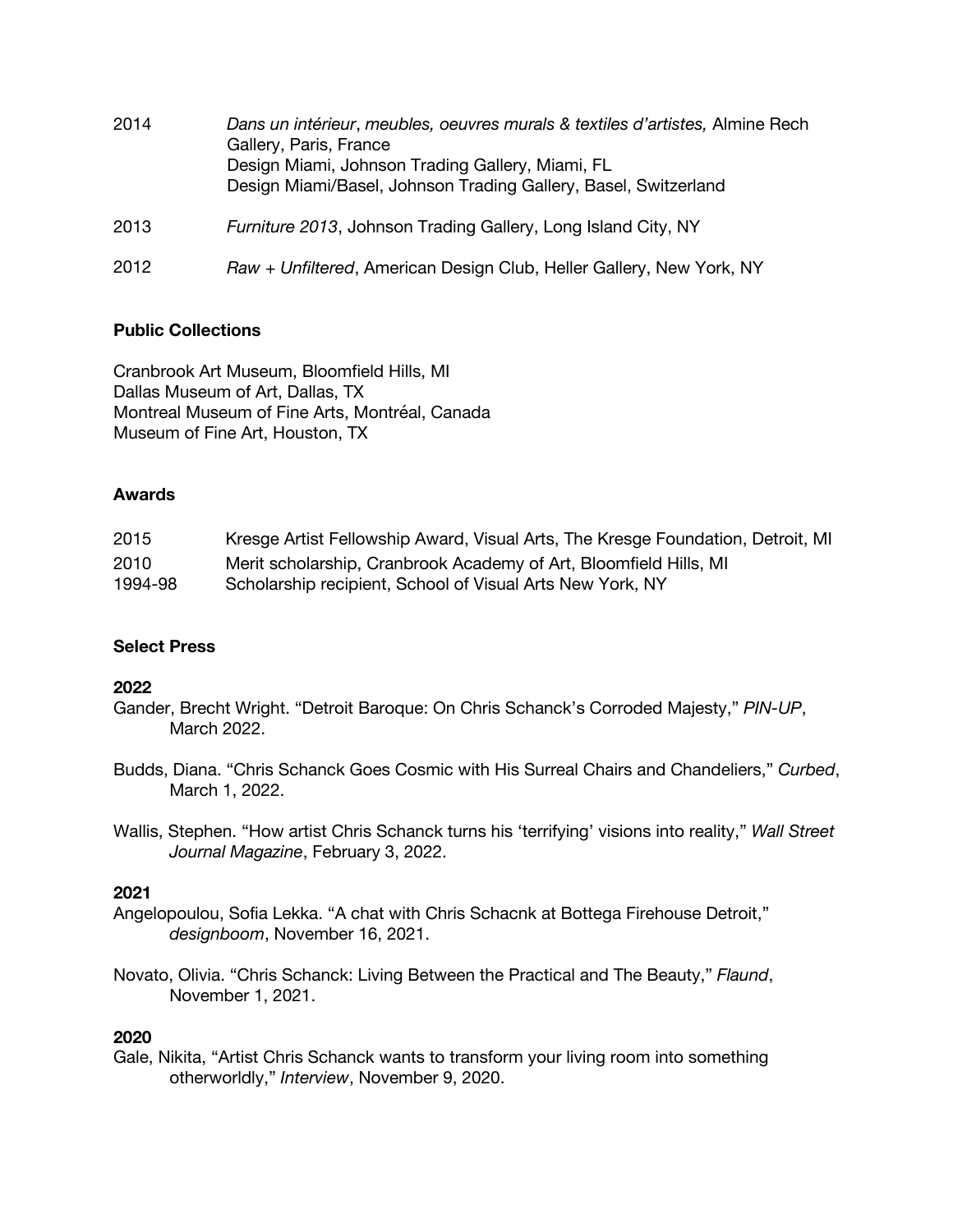2014 *Dans un intérieur*, *meubles, oeuvres murals & textiles d'artistes,* Almine Rech Gallery, Paris, France
Design Miami, Johnson Trading Gallery, Miami, FL
Design Miami/Basel, Johnson Trading Gallery, Basel, Switzerland

2013 *Furniture 2013*, Johnson Trading Gallery, Long Island City, NY

2012 *Raw + Unfiltered*, American Design Club, Heller Gallery, New York, NY

**Public Collections**

Cranbrook Art Museum, Bloomfield Hills, MI
Dallas Museum of Art, Dallas, TX
Montreal Museum of Fine Arts, Montréal, Canada
Museum of Fine Art, Houston, TX

**Awards**

2015 Kresge Artist Fellowship Award, Visual Arts, The Kresge Foundation, Detroit, MI
2010 Merit scholarship, Cranbrook Academy of Art, Bloomfield Hills, MI
1994-98 Scholarship recipient, School of Visual Arts New York, NY

**Select Press**

**2022**

Gander, Brecht Wright. "Detroit Baroque: On Chris Schanck's Corroded Majesty," *PIN-UP*, March 2022.

Budds, Diana. "Chris Schanck Goes Cosmic with His Surreal Chairs and Chandeliers," *Curbed*, March 1, 2022.

Wallis, Stephen. "How artist Chris Schanck turns his 'terrifying' visions into reality," *Wall Street Journal Magazine*, February 3, 2022.

**2021**

Angelopoulou, Sofia Lekka. "A chat with Chris Schacnk at Bottega Firehouse Detroit," *designboom*, November 16, 2021.

Novato, Olivia. "Chris Schanck: Living Between the Practical and The Beauty," *Flaund*, November 1, 2021.

**2020**

Gale, Nikita, "Artist Chris Schanck wants to transform your living room into something otherworldly," *Interview*, November 9, 2020.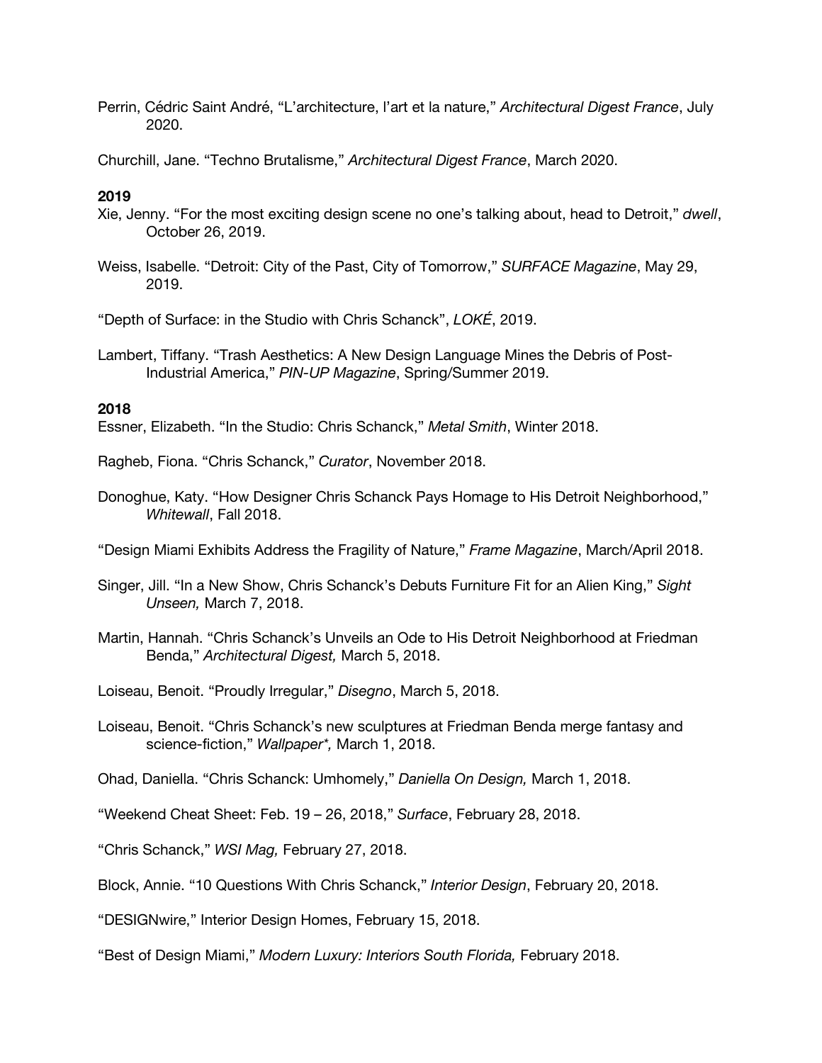Perrin, Cédric Saint André, "L'architecture, l'art et la nature," *Architectural Digest France*, July 2020.

Churchill, Jane. "Techno Brutalisme," *Architectural Digest France*, March 2020.

**2019**

Xie, Jenny. "For the most exciting design scene no one's talking about, head to Detroit," *dwell*, October 26, 2019.

Weiss, Isabelle. "Detroit: City of the Past, City of Tomorrow," *SURFACE Magazine*, May 29, 2019.

"Depth of Surface: in the Studio with Chris Schanck", *LOKÉ*, 2019.

Lambert, Tiffany. "Trash Aesthetics: A New Design Language Mines the Debris of Post-Industrial America," *PIN-UP Magazine*, Spring/Summer 2019.

**2018**

Essner, Elizabeth. "In the Studio: Chris Schanck," *Metal Smith*, Winter 2018.

Ragheb, Fiona. "Chris Schanck," *Curator*, November 2018.

Donoghue, Katy. "How Designer Chris Schanck Pays Homage to His Detroit Neighborhood," *Whitewall*, Fall 2018.

"Design Miami Exhibits Address the Fragility of Nature," *Frame Magazine*, March/April 2018.

Singer, Jill. "In a New Show, Chris Schanck's Debuts Furniture Fit for an Alien King," *Sight Unseen,* March 7, 2018.

Martin, Hannah. "Chris Schanck's Unveils an Ode to His Detroit Neighborhood at Friedman Benda," *Architectural Digest,* March 5, 2018.

Loiseau, Benoit. "Proudly Irregular," *Disegno*, March 5, 2018.

Loiseau, Benoit. "Chris Schanck's new sculptures at Friedman Benda merge fantasy and science-fiction," *Wallpaper*,* March 1, 2018.

Ohad, Daniella. "Chris Schanck: Umhomely," *Daniella On Design,* March 1, 2018.

"Weekend Cheat Sheet: Feb. 19 – 26, 2018," *Surface*, February 28, 2018.

"Chris Schanck," *WSI Mag,* February 27, 2018.

Block, Annie. "10 Questions With Chris Schanck," *Interior Design*, February 20, 2018.

"DESIGNwire," Interior Design Homes, February 15, 2018.

"Best of Design Miami," *Modern Luxury: Interiors South Florida,* February 2018.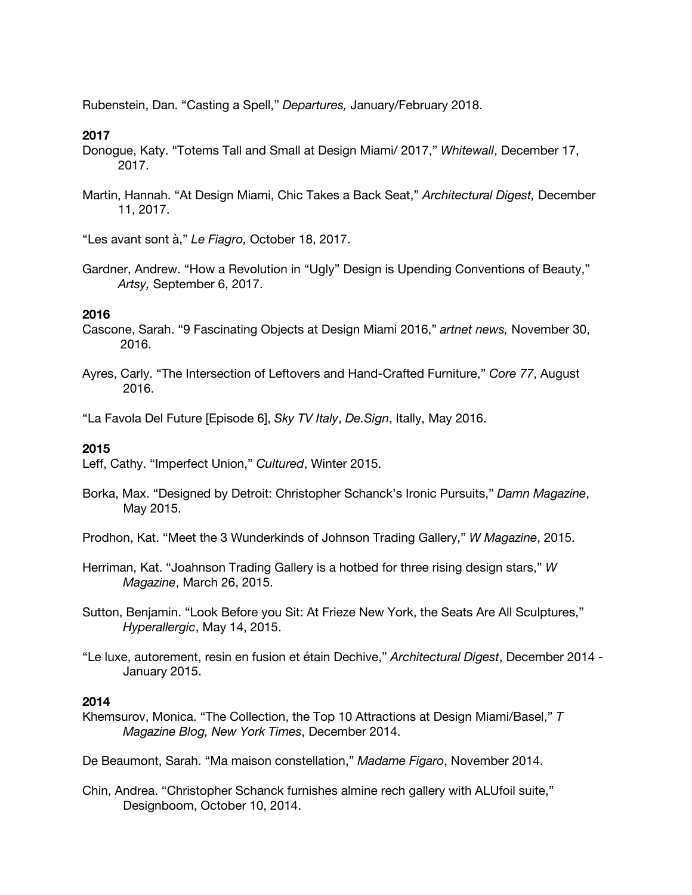Rubenstein, Dan. “Casting a Spell,” *Departures,* January/February 2018.

**2017**

Donogue, Katy. “Totems Tall and Small at Design Miami/ 2017,” *Whitewall*, December 17, 2017.

Martin, Hannah. “At Design Miami, Chic Takes a Back Seat,” *Architectural Digest,* December 11, 2017.

“Les avant sont à,” *Le Fiagro,* October 18, 2017.

Gardner, Andrew. “How a Revolution in “Ugly” Design is Upending Conventions of Beauty,” *Artsy,* September 6, 2017.

**2016**

Cascone, Sarah. “9 Fascinating Objects at Design Miami 2016,” *artnet news,* November 30, 2016.

Ayres, Carly. “The Intersection of Leftovers and Hand-Crafted Furniture,” *Core 77*, August 2016.

“La Favola Del Future [Episode 6], *Sky TV Italy*, *De.Sign*, Itally, May 2016.

**2015**

Leff, Cathy. “Imperfect Union,” *Cultured*, Winter 2015.

Borka, Max. “Designed by Detroit: Christopher Schanck’s Ironic Pursuits,” *Damn Magazine*, May 2015.

Prodhon, Kat. “Meet the 3 Wunderkinds of Johnson Trading Gallery,” *W Magazine*, 2015.

Herriman, Kat. “Joahnson Trading Gallery is a hotbed for three rising design stars,” *W Magazine*, March 26, 2015.

Sutton, Benjamin. “Look Before you Sit: At Frieze New York, the Seats Are All Sculptures,” *Hyperallergic*, May 14, 2015.

“Le luxe, autorement, resin en fusion et étain Dechive,” *Architectural Digest*, December 2014 - January 2015.

**2014**

Khemsurov, Monica. “The Collection, the Top 10 Attractions at Design Miami/Basel,” *T Magazine Blog, New York Times*, December 2014.

De Beaumont, Sarah. “Ma maison constellation,” *Madame Figaro*, November 2014.

Chin, Andrea. “Christopher Schanck furnishes almine rech gallery with ALUfoil suite,” Designboom, October 10, 2014.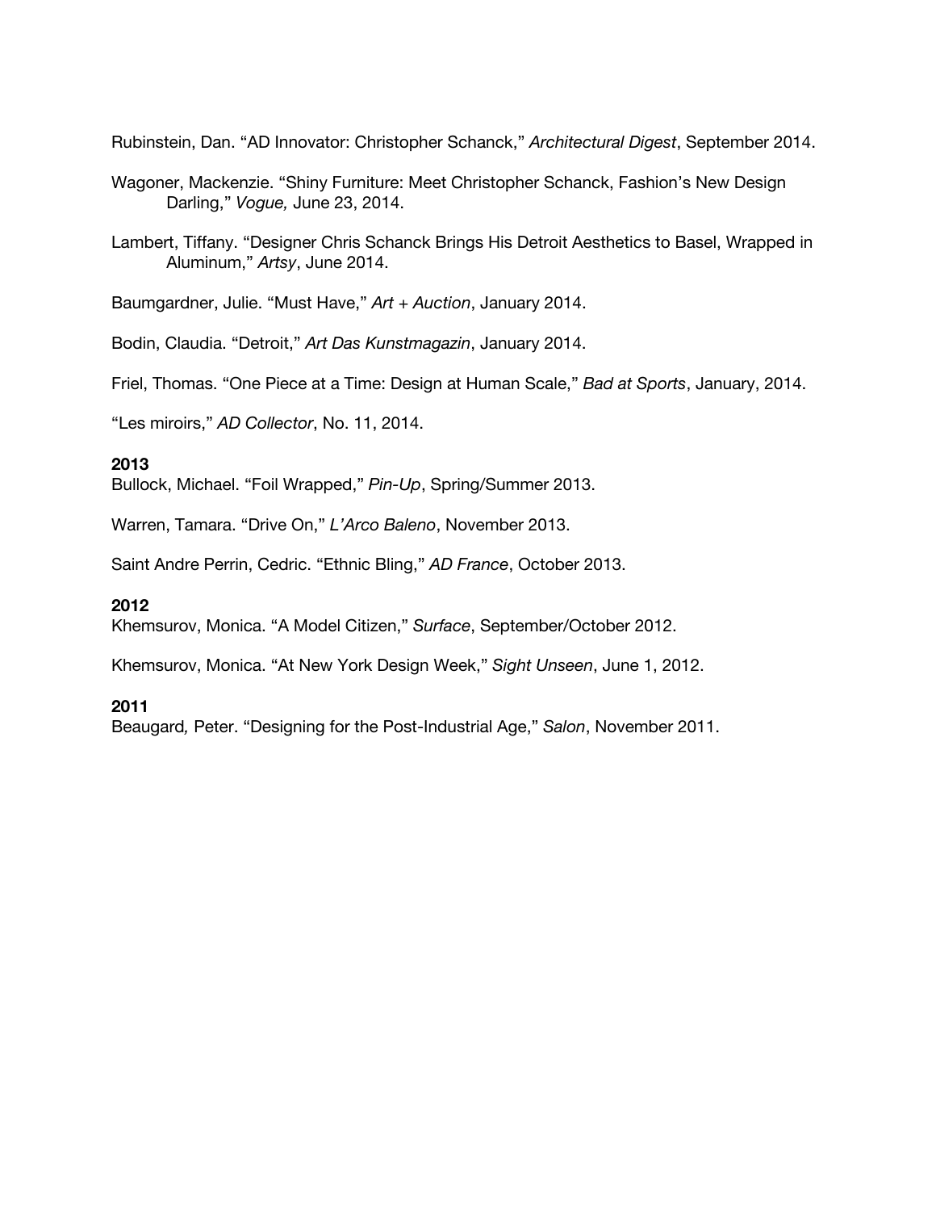Rubinstein, Dan. "AD Innovator: Christopher Schanck," *Architectural Digest*, September 2014.

Wagoner, Mackenzie. "Shiny Furniture: Meet Christopher Schanck, Fashion's New Design Darling," *Vogue,* June 23, 2014.

Lambert, Tiffany. "Designer Chris Schanck Brings His Detroit Aesthetics to Basel, Wrapped in Aluminum," *Artsy*, June 2014.

Baumgardner, Julie. "Must Have," *Art + Auction*, January 2014.

Bodin, Claudia. "Detroit," *Art Das Kunstmagazin*, January 2014.

Friel, Thomas. "One Piece at a Time: Design at Human Scale," *Bad at Sports*, January, 2014.

"Les miroirs," *AD Collector*, No. 11, 2014.

**2013**

Bullock, Michael. "Foil Wrapped," *Pin-Up*, Spring/Summer 2013.

Warren, Tamara. "Drive On," *L'Arco Baleno*, November 2013.

Saint Andre Perrin, Cedric. "Ethnic Bling," *AD France*, October 2013.

**2012**

Khemsurov, Monica. "A Model Citizen," *Surface*, September/October 2012.

Khemsurov, Monica. "At New York Design Week," *Sight Unseen*, June 1, 2012.

**2011**

Beaugard, Peter. "Designing for the Post-Industrial Age," *Salon*, November 2011.